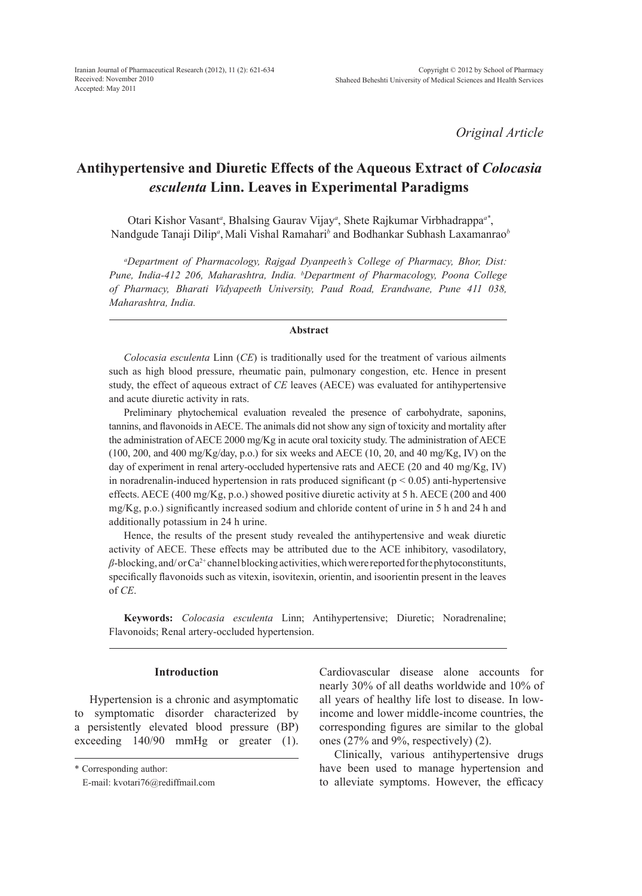Iranian Journal of Pharmaceutical Research (2012), 11 (2): 621-634
Received: November 2010
Accepted: May 2011

Copyright © 2012 by School of Pharmacy
Shaheed Beheshti University of Medical Sciences and Health Services

*Original Article*

# Antihypertensive and Diuretic Effects of the Aqueous Extract of *Colocasia esculenta* Linn. Leaves in Experimental Paradigms

Otari Kishor Vasant[a], Bhalsing Gaurav Vijay[a], Shete Rajkumar Virbhadrappa[a*], Nandgude Tanaji Dilip[a], Mali Vishal Ramahari[b] and Bodhankar Subhash Laxamanrao[b]

*[a]Department of Pharmacology, Rajgad Dyanpeeth's College of Pharmacy, Bhor, Dist: Pune, India-412 206, Maharashtra, India. [b]Department of Pharmacology, Poona College of Pharmacy, Bharati Vidyapeeth University, Paud Road, Erandwane, Pune 411 038, Maharashtra, India.*

## Abstract

*Colocasia esculenta* Linn (*CE*) is traditionally used for the treatment of various ailments such as high blood pressure, rheumatic pain, pulmonary congestion, etc. Hence in present study, the effect of aqueous extract of *CE* leaves (AECE) was evaluated for antihypertensive and acute diuretic activity in rats.

Preliminary phytochemical evaluation revealed the presence of carbohydrate, saponins, tannins, and flavonoids in AECE. The animals did not show any sign of toxicity and mortality after the administration of AECE 2000 mg/Kg in acute oral toxicity study. The administration of AECE (100, 200, and 400 mg/Kg/day, p.o.) for six weeks and AECE (10, 20, and 40 mg/Kg, IV) on the day of experiment in renal artery-occluded hypertensive rats and AECE (20 and 40 mg/Kg, IV) in noradrenalin-induced hypertension in rats produced significant ($p < 0.05$) anti-hypertensive effects. AECE (400 mg/Kg, p.o.) showed positive diuretic activity at 5 h. AECE (200 and 400 mg/Kg, p.o.) significantly increased sodium and chloride content of urine in 5 h and 24 h and additionally potassium in 24 h urine.

Hence, the results of the present study revealed the antihypertensive and weak diuretic activity of AECE. These effects may be attributed due to the ACE inhibitory, vasodilatory, $\beta$-blocking, and/or $Ca^{2+}$ channel blocking activities, which were reported for the phytoconstituents, specifically flavonoids such as vitexin, isovitexin, orientin, and isoorientin present in the leaves of *CE*.

**Keywords:** *Colocasia esculenta* Linn; Antihypertensive; Diuretic; Noradrenaline; Flavonoids; Renal artery-occluded hypertension.

## Introduction

Hypertension is a chronic and asymptomatic to symptomatic disorder characterized by a persistently elevated blood pressure (BP) exceeding 140/90 mmHg or greater (1). Cardiovascular disease alone accounts for nearly 30% of all deaths worldwide and 10% of all years of healthy life lost to disease. In low-income and lower middle-income countries, the corresponding figures are similar to the global ones (27% and 9%, respectively) (2).

Clinically, various antihypertensive drugs have been used to manage hypertension and to alleviate symptoms. However, the efficacy

\* Corresponding author:
E-mail: kvotari76@rediffmail.com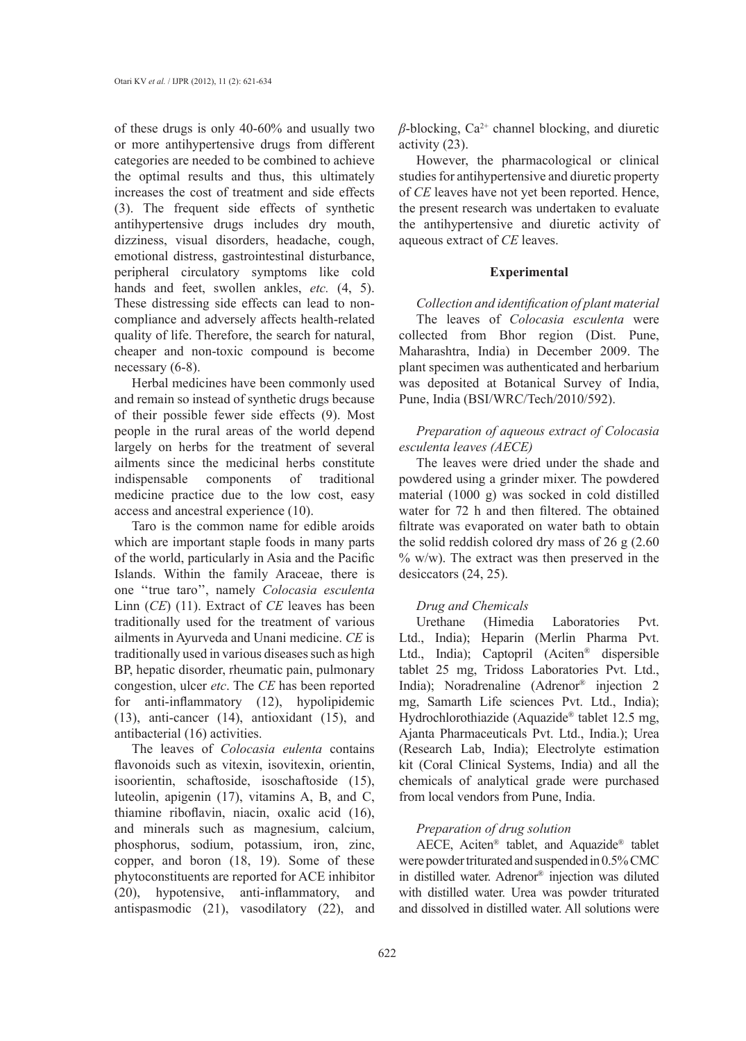of these drugs is only 40-60% and usually two or more antihypertensive drugs from different categories are needed to be combined to achieve the optimal results and thus, this ultimately increases the cost of treatment and side effects (3). The frequent side effects of synthetic antihypertensive drugs includes dry mouth, dizziness, visual disorders, headache, cough, emotional distress, gastrointestinal disturbance, peripheral circulatory symptoms like cold hands and feet, swollen ankles, *etc.* (4, 5). These distressing side effects can lead to non-compliance and adversely affects health-related quality of life. Therefore, the search for natural, cheaper and non-toxic compound is become necessary (6-8).

Herbal medicines have been commonly used and remain so instead of synthetic drugs because of their possible fewer side effects (9). Most people in the rural areas of the world depend largely on herbs for the treatment of several ailments since the medicinal herbs constitute indispensable components of traditional medicine practice due to the low cost, easy access and ancestral experience (10).

Taro is the common name for edible aroids which are important staple foods in many parts of the world, particularly in Asia and the Pacific Islands. Within the family Araceae, there is one ''true taro'', namely *Colocasia esculenta* Linn (*CE*) (11). Extract of *CE* leaves has been traditionally used for the treatment of various ailments in Ayurveda and Unani medicine. *CE* is traditionally used in various diseases such as high BP, hepatic disorder, rheumatic pain, pulmonary congestion, ulcer *etc*. The *CE* has been reported for anti-inflammatory (12), hypolipidemic (13), anti-cancer (14), antioxidant (15), and antibacterial (16) activities.

The leaves of *Colocasia eulenta* contains flavonoids such as vitexin, isovitexin, orientin, isoorientin, schaftoside, isoschaftoside (15), luteolin, apigenin (17), vitamins A, B, and C, thiamine riboflavin, niacin, oxalic acid (16), and minerals such as magnesium, calcium, phosphorus, sodium, potassium, iron, zinc, copper, and boron (18, 19). Some of these phytoconstituents are reported for ACE inhibitor (20), hypotensive, anti-inflammatory, and antispasmodic (21), vasodilatory (22), and $\beta$-blocking, $Ca^{2+}$ channel blocking, and diuretic activity (23).

However, the pharmacological or clinical studies for antihypertensive and diuretic property of *CE* leaves have not yet been reported. Hence, the present research was undertaken to evaluate the antihypertensive and diuretic activity of aqueous extract of *CE* leaves.

## Experimental

### *Collection and identification of plant material*

The leaves of *Colocasia esculenta* were collected from Bhor region (Dist. Pune, Maharashtra, India) in December 2009. The plant specimen was authenticated and herbarium was deposited at Botanical Survey of India, Pune, India (BSI/WRC/Tech/2010/592).

### *Preparation of aqueous extract of Colocasia esculenta leaves (AECE)*

The leaves were dried under the shade and powdered using a grinder mixer. The powdered material (1000 g) was socked in cold distilled water for 72 h and then filtered. The obtained filtrate was evaporated on water bath to obtain the solid reddish colored dry mass of 26 g (2.60 % w/w). The extract was then preserved in the desiccators (24, 25).

### *Drug and Chemicals*

Urethane (Himedia Laboratories Pvt. Ltd., India); Heparin (Merlin Pharma Pvt. Ltd., India); Captopril (Aciten® dispersible tablet 25 mg, Tridoss Laboratories Pvt. Ltd., India); Noradrenaline (Adrenor® injection 2 mg, Samarth Life sciences Pvt. Ltd., India); Hydrochlorothiazide (Aquazide® tablet 12.5 mg, Ajanta Pharmaceuticals Pvt. Ltd., India.); Urea (Research Lab, India); Electrolyte estimation kit (Coral Clinical Systems, India) and all the chemicals of analytical grade were purchased from local vendors from Pune, India.

### *Preparation of drug solution*

AECE, Aciten® tablet, and Aquazide® tablet were powder triturated and suspended in 0.5% CMC in distilled water. Adrenor® injection was diluted with distilled water. Urea was powder triturated and dissolved in distilled water. All solutions were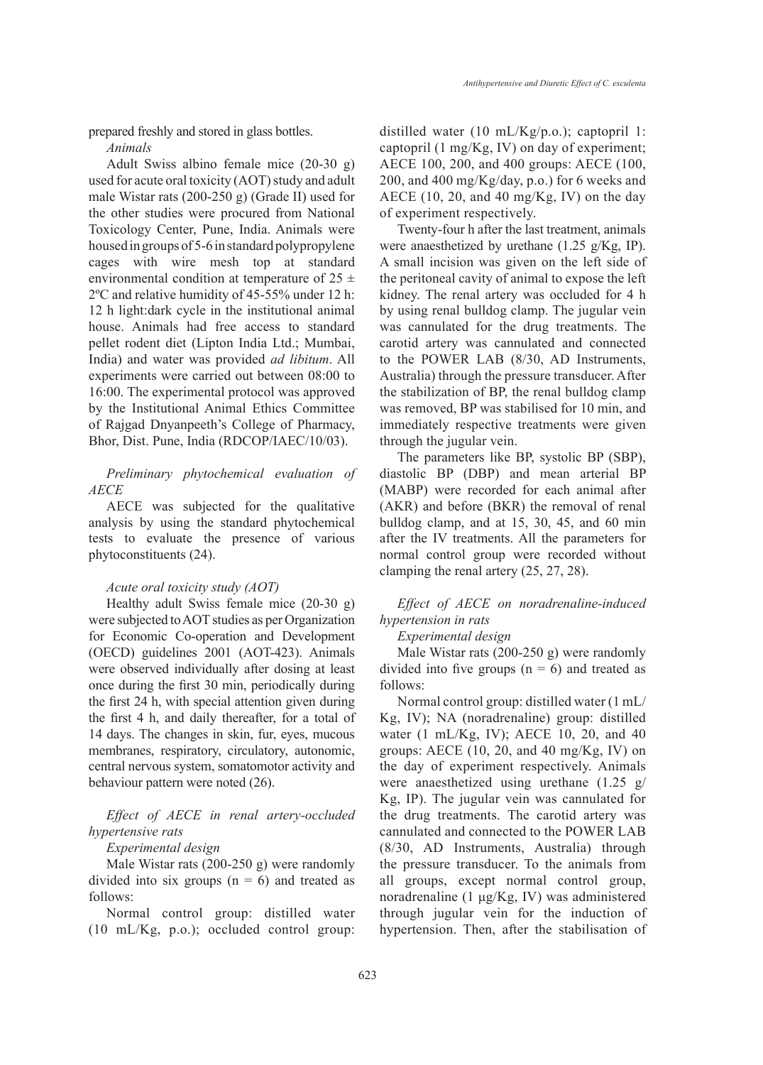prepared freshly and stored in glass bottles.

*Animals*

Adult Swiss albino female mice (20-30 g) used for acute oral toxicity (AOT) study and adult male Wistar rats (200-250 g) (Grade II) used for the other studies were procured from National Toxicology Center, Pune, India. Animals were housed in groups of 5-6 in standard polypropylene cages with wire mesh top at standard environmental condition at temperature of 25 ± 2ºC and relative humidity of 45-55% under 12 h: 12 h light:dark cycle in the institutional animal house. Animals had free access to standard pellet rodent diet (Lipton India Ltd.; Mumbai, India) and water was provided *ad libitum*. All experiments were carried out between 08:00 to 16:00. The experimental protocol was approved by the Institutional Animal Ethics Committee of Rajgad Dnyanpeeth's College of Pharmacy, Bhor, Dist. Pune, India (RDCOP/IAEC/10/03).

*Preliminary phytochemical evaluation of AECE*

AECE was subjected for the qualitative analysis by using the standard phytochemical tests to evaluate the presence of various phytoconstituents (24).

*Acute oral toxicity study (AOT)*

Healthy adult Swiss female mice (20-30 g) were subjected to AOT studies as per Organization for Economic Co-operation and Development (OECD) guidelines 2001 (AOT-423). Animals were observed individually after dosing at least once during the first 30 min, periodically during the first 24 h, with special attention given during the first 4 h, and daily thereafter, for a total of 14 days. The changes in skin, fur, eyes, mucous membranes, respiratory, circulatory, autonomic, central nervous system, somatomotor activity and behaviour pattern were noted (26).

*Effect of AECE in renal artery-occluded hypertensive rats*

*Experimental design*

Male Wistar rats (200-250 g) were randomly divided into six groups (n = 6) and treated as follows:

Normal control group: distilled water (10 mL/Kg, p.o.); occluded control group: distilled water (10 mL/Kg/p.o.); captopril 1: captopril (1 mg/Kg, IV) on day of experiment; AECE 100, 200, and 400 groups: AECE (100, 200, and 400 mg/Kg/day, p.o.) for 6 weeks and AECE (10, 20, and 40 mg/Kg, IV) on the day of experiment respectively.

Twenty-four h after the last treatment, animals were anaesthetized by urethane (1.25 g/Kg, IP). A small incision was given on the left side of the peritoneal cavity of animal to expose the left kidney. The renal artery was occluded for 4 h by using renal bulldog clamp. The jugular vein was cannulated for the drug treatments. The carotid artery was cannulated and connected to the POWER LAB (8/30, AD Instruments, Australia) through the pressure transducer. After the stabilization of BP, the renal bulldog clamp was removed, BP was stabilised for 10 min, and immediately respective treatments were given through the jugular vein.

The parameters like BP, systolic BP (SBP), diastolic BP (DBP) and mean arterial BP (MABP) were recorded for each animal after (AKR) and before (BKR) the removal of renal bulldog clamp, and at 15, 30, 45, and 60 min after the IV treatments. All the parameters for normal control group were recorded without clamping the renal artery (25, 27, 28).

*Effect of AECE on noradrenaline-induced hypertension in rats*

*Experimental design*

Male Wistar rats (200-250 g) were randomly divided into five groups (n = 6) and treated as follows:

Normal control group: distilled water (1 mL/Kg, IV); NA (noradrenaline) group: distilled water (1 mL/Kg, IV); AECE 10, 20, and 40 groups: AECE (10, 20, and 40 mg/Kg, IV) on the day of experiment respectively. Animals were anaesthetized using urethane (1.25 g/Kg, IP). The jugular vein was cannulated for the drug treatments. The carotid artery was cannulated and connected to the POWER LAB (8/30, AD Instruments, Australia) through the pressure transducer. To the animals from all groups, except normal control group, noradrenaline (1 μg/Kg, IV) was administered through jugular vein for the induction of hypertension. Then, after the stabilisation of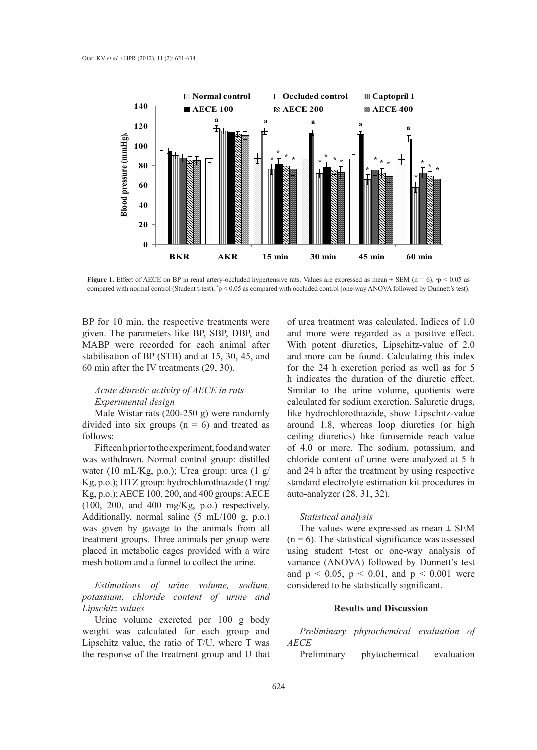Figure 1. Effect of AECE on BP in renal artery-occluded hypertensive rats. Values are expressed as mean ± SEM (n = 6). [a]$p < 0.05$ as compared with normal control (Student t-test), [*]$p < 0.05$ as compared with occluded control (one-way ANOVA followed by Dunnett's test).

BP for 10 min, the respective treatments were given. The parameters like BP, SBP, DBP, and MABP were recorded for each animal after stabilisation of BP (STB) and at 15, 30, 45, and 60 min after the IV treatments (29, 30).

### *Acute diuretic activity of AECE in rats*

#### *Experimental design*

Male Wistar rats (200-250 g) were randomly divided into six groups (n = 6) and treated as follows:

Fifteen h prior to the experiment, food and water was withdrawn. Normal control group: distilled water (10 mL/Kg, p.o.); Urea group: urea (1 g/Kg, p.o.); HTZ group: hydrochlorothiazide (1 mg/Kg, p.o.); AECE 100, 200, and 400 groups: AECE (100, 200, and 400 mg/Kg, p.o.) respectively. Additionally, normal saline (5 mL/100 g, p.o.) was given by gavage to the animals from all treatment groups. Three animals per group were placed in metabolic cages provided with a wire mesh bottom and a funnel to collect the urine.

#### *Estimations of urine volume, sodium, potassium, chloride content of urine and Lipschitz values*

Urine volume excreted per 100 g body weight was calculated for each group and Lipschitz value, the ratio of T/U, where T was the response of the treatment group and U that of urea treatment was calculated. Indices of 1.0 and more were regarded as a positive effect. With potent diuretics, Lipschitz-value of 2.0 and more can be found. Calculating this index for the 24 h excretion period as well as for 5 h indicates the duration of the diuretic effect. Similar to the urine volume, quotients were calculated for sodium excretion. Saluretic drugs, like hydrochlorothiazide, show Lipschitz-value around 1.8, whereas loop diuretics (or high ceiling diuretics) like furosemide reach value of 4.0 or more. The sodium, potassium, and chloride content of urine were analyzed at 5 h and 24 h after the treatment by using respective standard electrolyte estimation kit procedures in auto-analyzer (28, 31, 32).

### *Statistical analysis*

The values were expressed as mean ± SEM (n = 6). The statistical significance was assessed using student t-test or one-way analysis of variance (ANOVA) followed by Dunnett's test and $p < 0.05$, $p < 0.01$, and $p < 0.001$ were considered to be statistically significant.

## Results and Discussion

### *Preliminary phytochemical evaluation of AECE*

Preliminary phytochemical evaluation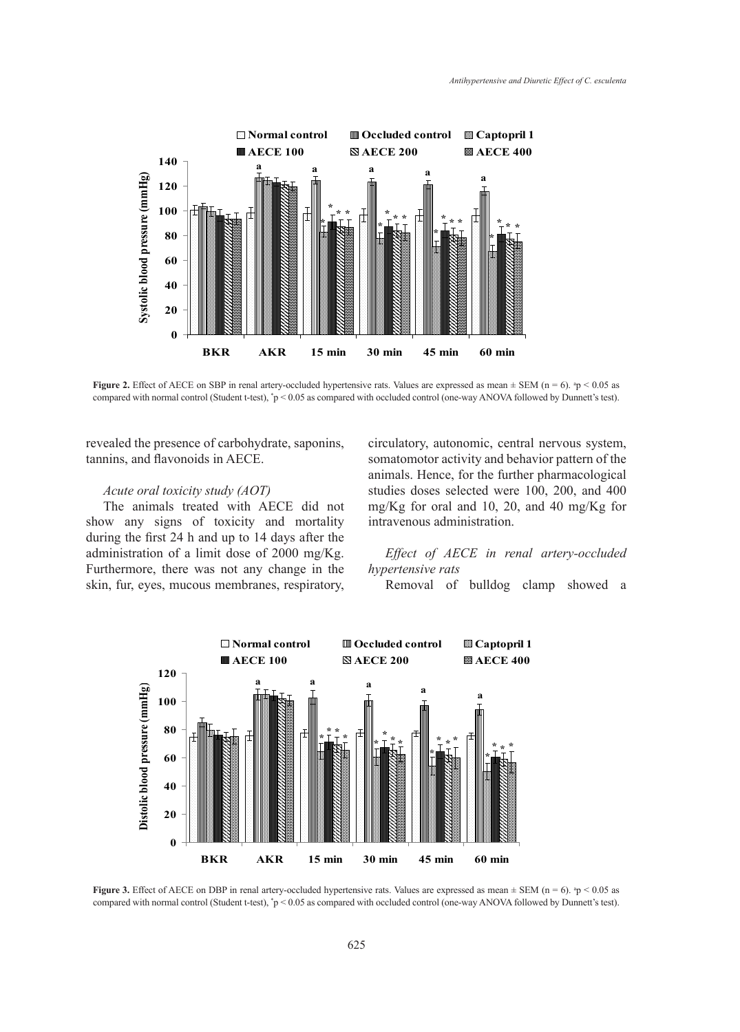**Figure 2.** Effect of AECE on SBP in renal artery-occluded hypertensive rats. Values are expressed as mean ± SEM (n = 6). [a]p < 0.05 as compared with normal control (Student t-test), [*]p < 0.05 as compared with occluded control (one-way ANOVA followed by Dunnett's test).

revealed the presence of carbohydrate, saponins, tannins, and flavonoids in AECE.

*Acute oral toxicity study (AOT)*

The animals treated with AECE did not show any signs of toxicity and mortality during the first 24 h and up to 14 days after the administration of a limit dose of 2000 mg/Kg. Furthermore, there was not any change in the skin, fur, eyes, mucous membranes, respiratory, circulatory, autonomic, central nervous system, somatomotor activity and behavior pattern of the animals. Hence, for the further pharmacological studies doses selected were 100, 200, and 400 mg/Kg for oral and 10, 20, and 40 mg/Kg for intravenous administration.

*Effect of AECE in renal artery-occluded hypertensive rats*

Removal of bulldog clamp showed a

**Figure 3.** Effect of AECE on DBP in renal artery-occluded hypertensive rats. Values are expressed as mean ± SEM (n = 6). [a]p < 0.05 as compared with normal control (Student t-test), [*]p < 0.05 as compared with occluded control (one-way ANOVA followed by Dunnett's test).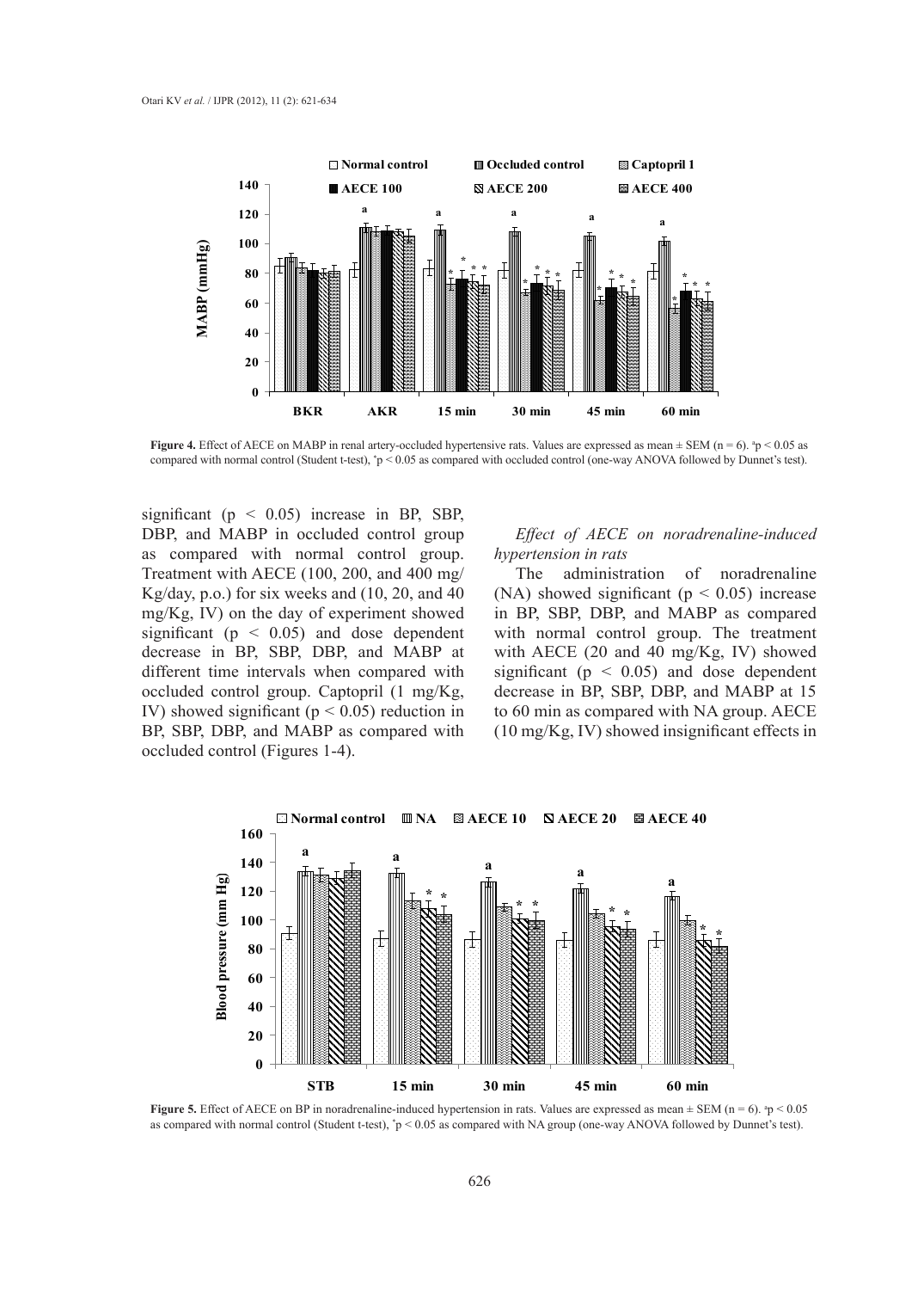**Figure 4.** Effect of AECE on MABP in renal artery-occluded hypertensive rats. Values are expressed as mean ± SEM (n = 6). [a]p < 0.05 as compared with normal control (Student t-test), *p < 0.05 as compared with occluded control (one-way ANOVA followed by Dunnet's test).

significant ($p < 0.05$) increase in BP, SBP, DBP, and MABP in occluded control group as compared with normal control group. Treatment with AECE (100, 200, and 400 mg/Kg/day, p.o.) for six weeks and (10, 20, and 40 mg/Kg, IV) on the day of experiment showed significant ($p < 0.05$) and dose dependent decrease in BP, SBP, DBP, and MABP at different time intervals when compared with occluded control group. Captopril (1 mg/Kg, IV) showed significant ($p < 0.05$) reduction in BP, SBP, DBP, and MABP as compared with occluded control (Figures 1-4).

*Effect of AECE on noradrenaline-induced hypertension in rats*

The administration of noradrenaline (NA) showed significant ($p < 0.05$) increase in BP, SBP, DBP, and MABP as compared with normal control group. The treatment with AECE (20 and 40 mg/Kg, IV) showed significant ($p < 0.05$) and dose dependent decrease in BP, SBP, DBP, and MABP at 15 to 60 min as compared with NA group. AECE (10 mg/Kg, IV) showed insignificant effects in

**Figure 5.** Effect of AECE on BP in noradrenaline-induced hypertension in rats. Values are expressed as mean ± SEM (n = 6). [a]p < 0.05 as compared with normal control (Student t-test), *p < 0.05 as compared with NA group (one-way ANOVA followed by Dunnet's test).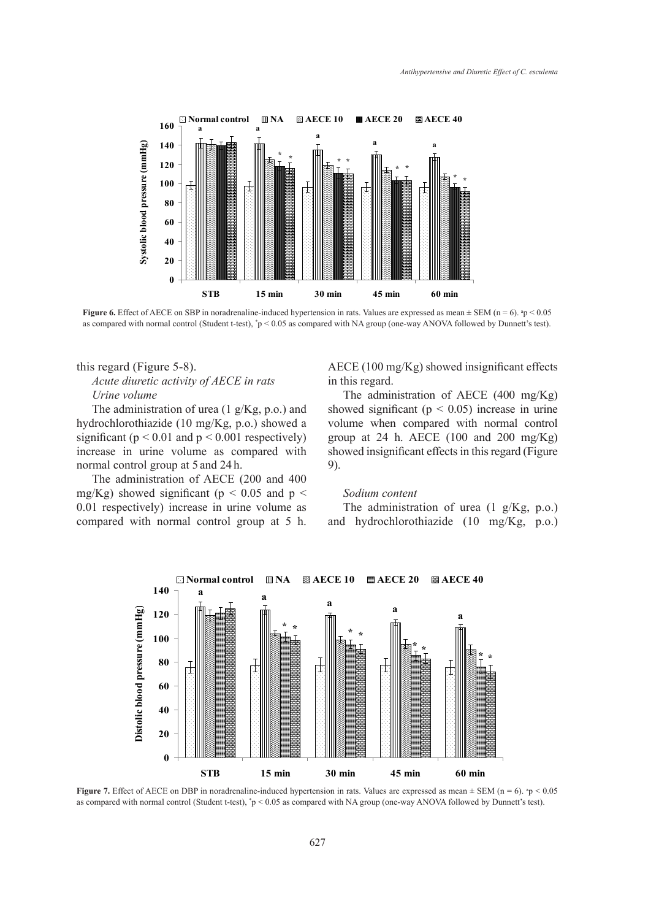**Figure 6.** Effect of AECE on SBP in noradrenaline-induced hypertension in rats. Values are expressed as mean ± SEM (n = 6). $^{a}p < 0.05$ as compared with normal control (Student t-test), $^{*}p < 0.05$ as compared with NA group (one-way ANOVA followed by Dunnett's test).

this regard (Figure 5-8).

*Acute diuretic activity of AECE in rats*

*Urine volume*

The administration of urea (1 g/Kg, p.o.) and hydrochlorothiazide (10 mg/Kg, p.o.) showed a significant ($p < 0.01$ and $p < 0.001$ respectively) increase in urine volume as compared with normal control group at 5 and 24 h.

The administration of AECE (200 and 400 mg/Kg) showed significant ($p < 0.05$ and $p < 0.01$ respectively) increase in urine volume as compared with normal control group at 5 h. AECE (100 mg/Kg) showed insignificant effects in this regard.

The administration of AECE (400 mg/Kg) showed significant ($p < 0.05$) increase in urine volume when compared with normal control group at 24 h. AECE (100 and 200 mg/Kg) showed insignificant effects in this regard (Figure 9).

*Sodium content*

The administration of urea (1 g/Kg, p.o.) and hydrochlorothiazide (10 mg/Kg, p.o.)

**Figure 7.** Effect of AECE on DBP in noradrenaline-induced hypertension in rats. Values are expressed as mean ± SEM (n = 6). $^{a}p < 0.05$ as compared with normal control (Student t-test), $^{*}p < 0.05$ as compared with NA group (one-way ANOVA followed by Dunnett's test).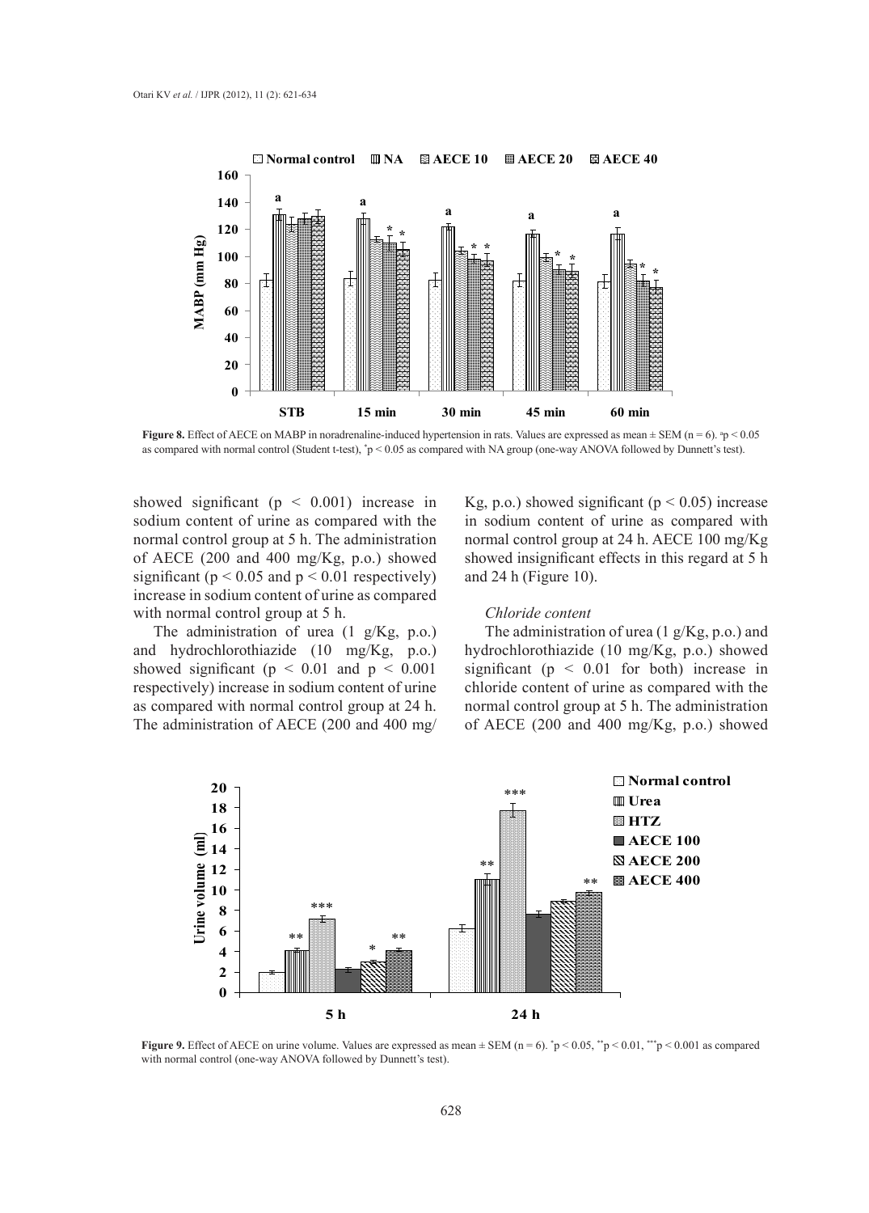**Figure 8.** Effect of AECE on MABP in noradrenaline-induced hypertension in rats. Values are expressed as mean ± SEM (n = 6). [a]p < 0.05 as compared with normal control (Student t-test), *p < 0.05 as compared with NA group (one-way ANOVA followed by Dunnett's test).

showed significant ($p < 0.001$) increase in sodium content of urine as compared with the normal control group at 5 h. The administration of AECE (200 and 400 mg/Kg, p.o.) showed significant ($p < 0.05$ and $p < 0.01$ respectively) increase in sodium content of urine as compared with normal control group at 5 h.

The administration of urea (1 g/Kg, p.o.) and hydrochlorothiazide (10 mg/Kg, p.o.) showed significant ($p < 0.01$ and $p < 0.001$ respectively) increase in sodium content of urine as compared with normal control group at 24 h. The administration of AECE (200 and 400 mg/Kg, p.o.) showed significant ($p < 0.05$) increase in sodium content of urine as compared with normal control group at 24 h. AECE 100 mg/Kg showed insignificant effects in this regard at 5 h and 24 h (Figure 10).

*Chloride content*

The administration of urea (1 g/Kg, p.o.) and hydrochlorothiazide (10 mg/Kg, p.o.) showed significant ($p < 0.01$ for both) increase in chloride content of urine as compared with the normal control group at 5 h. The administration of AECE (200 and 400 mg/Kg, p.o.) showed

**Figure 9.** Effect of AECE on urine volume. Values are expressed as mean ± SEM (n = 6). *p < 0.05, **p < 0.01, ***p < 0.001 as compared with normal control (one-way ANOVA followed by Dunnett's test).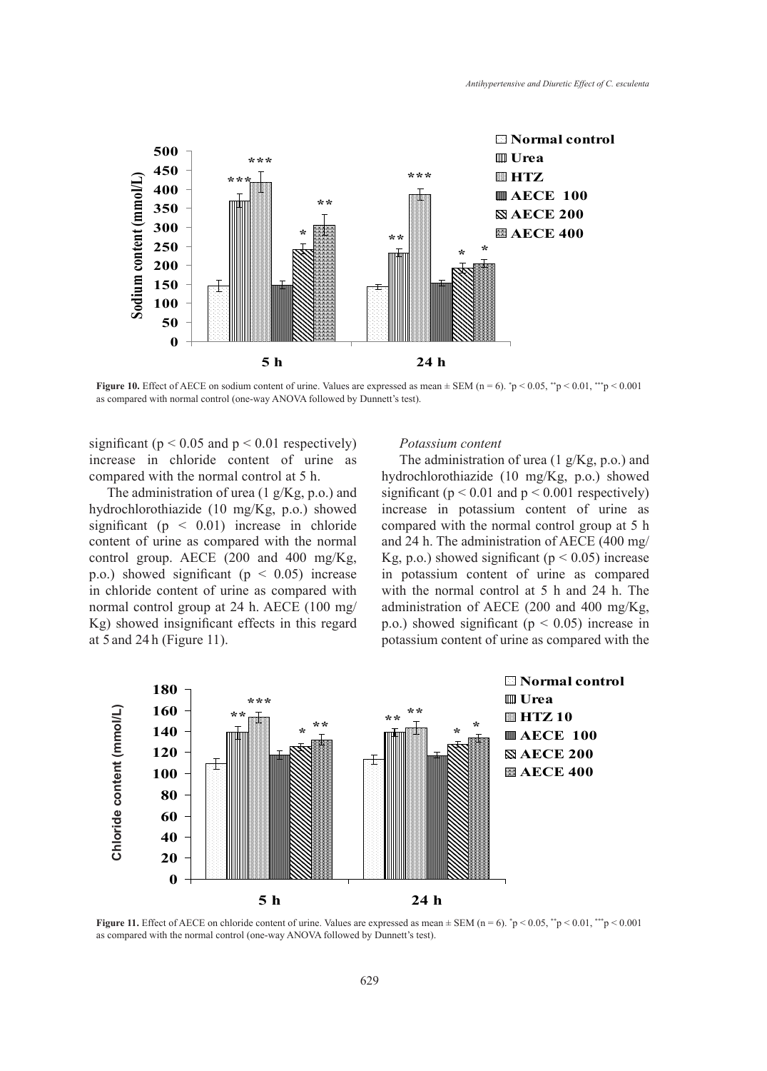**Figure 10.** Effect of AECE on sodium content of urine. Values are expressed as mean ± SEM (n = 6). $^{*}p < 0.05$, $^{**}p < 0.01$, $^{***}p < 0.001$ as compared with normal control (one-way ANOVA followed by Dunnett's test).

significant ($p < 0.05$ and $p < 0.01$ respectively) increase in chloride content of urine as compared with the normal control at 5 h.

The administration of urea (1 g/Kg, p.o.) and hydrochlorothiazide (10 mg/Kg, p.o.) showed significant ($p < 0.01$) increase in chloride content of urine as compared with the normal control group. AECE (200 and 400 mg/Kg, p.o.) showed significant ($p < 0.05$) increase in chloride content of urine as compared with normal control group at 24 h. AECE (100 mg/Kg) showed insignificant effects in this regard at 5 and 24 h (Figure 11).

*Potassium content*

The administration of urea (1 g/Kg, p.o.) and hydrochlorothiazide (10 mg/Kg, p.o.) showed significant ($p < 0.01$ and $p < 0.001$ respectively) increase in potassium content of urine as compared with the normal control group at 5 h and 24 h. The administration of AECE (400 mg/Kg, p.o.) showed significant ($p < 0.05$) increase in potassium content of urine as compared with the normal control at 5 h and 24 h. The administration of AECE (200 and 400 mg/Kg, p.o.) showed significant ($p < 0.05$) increase in potassium content of urine as compared with the

**Figure 11.** Effect of AECE on chloride content of urine. Values are expressed as mean ± SEM (n = 6). $^{*}p < 0.05$, $^{**}p < 0.01$, $^{***}p < 0.001$ as compared with the normal control (one-way ANOVA followed by Dunnett's test).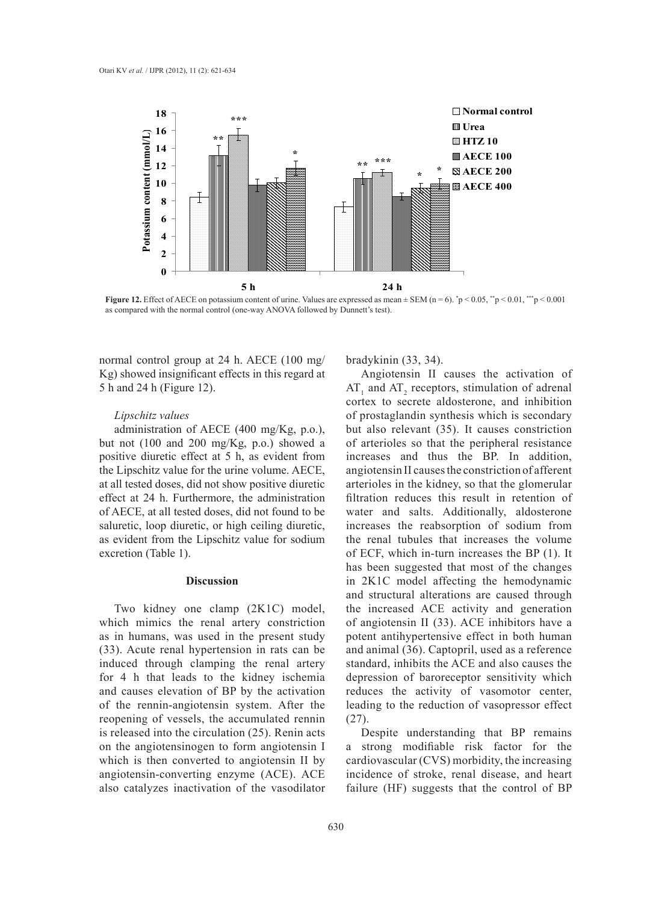**Figure 12.** Effect of AECE on potassium content of urine. Values are expressed as mean ± SEM (n = 6). $^{*}p < 0.05$, $^{**}p < 0.01$, $^{***}p < 0.001$ as compared with the normal control (one-way ANOVA followed by Dunnett's test).

normal control group at 24 h. AECE (100 mg/Kg) showed insignificant effects in this regard at 5 h and 24 h (Figure 12).

*Lipschitz values*

administration of AECE (400 mg/Kg, p.o.), but not (100 and 200 mg/Kg, p.o.) showed a positive diuretic effect at 5 h, as evident from the Lipschitz value for the urine volume. AECE, at all tested doses, did not show positive diuretic effect at 24 h. Furthermore, the administration of AECE, at all tested doses, did not found to be saluretic, loop diuretic, or high ceiling diuretic, as evident from the Lipschitz value for sodium excretion (Table 1).

## Discussion

Two kidney one clamp (2K1C) model, which mimics the renal artery constriction as in humans, was used in the present study (33). Acute renal hypertension in rats can be induced through clamping the renal artery for 4 h that leads to the kidney ischemia and causes elevation of BP by the activation of the rennin-angiotensin system. After the reopening of vessels, the accumulated rennin is released into the circulation (25). Renin acts on the angiotensinogen to form angiotensin I which is then converted to angiotensin II by angiotensin-converting enzyme (ACE). ACE also catalyzes inactivation of the vasodilator bradykinin (33, 34).

Angiotensin II causes the activation of $AT_1$ and $AT_2$ receptors, stimulation of adrenal cortex to secrete aldosterone, and inhibition of prostaglandin synthesis which is secondary but also relevant (35). It causes constriction of arterioles so that the peripheral resistance increases and thus the BP. In addition, angiotensin II causes the constriction of afferent arterioles in the kidney, so that the glomerular filtration reduces this result in retention of water and salts. Additionally, aldosterone increases the reabsorption of sodium from the renal tubules that increases the volume of ECF, which in-turn increases the BP (1). It has been suggested that most of the changes in 2K1C model affecting the hemodynamic and structural alterations are caused through the increased ACE activity and generation of angiotensin II (33). ACE inhibitors have a potent antihypertensive effect in both human and animal (36). Captopril, used as a reference standard, inhibits the ACE and also causes the depression of baroreceptor sensitivity which reduces the activity of vasomotor center, leading to the reduction of vasopressor effect (27).

Despite understanding that BP remains a strong modifiable risk factor for the cardiovascular (CVS) morbidity, the increasing incidence of stroke, renal disease, and heart failure (HF) suggests that the control of BP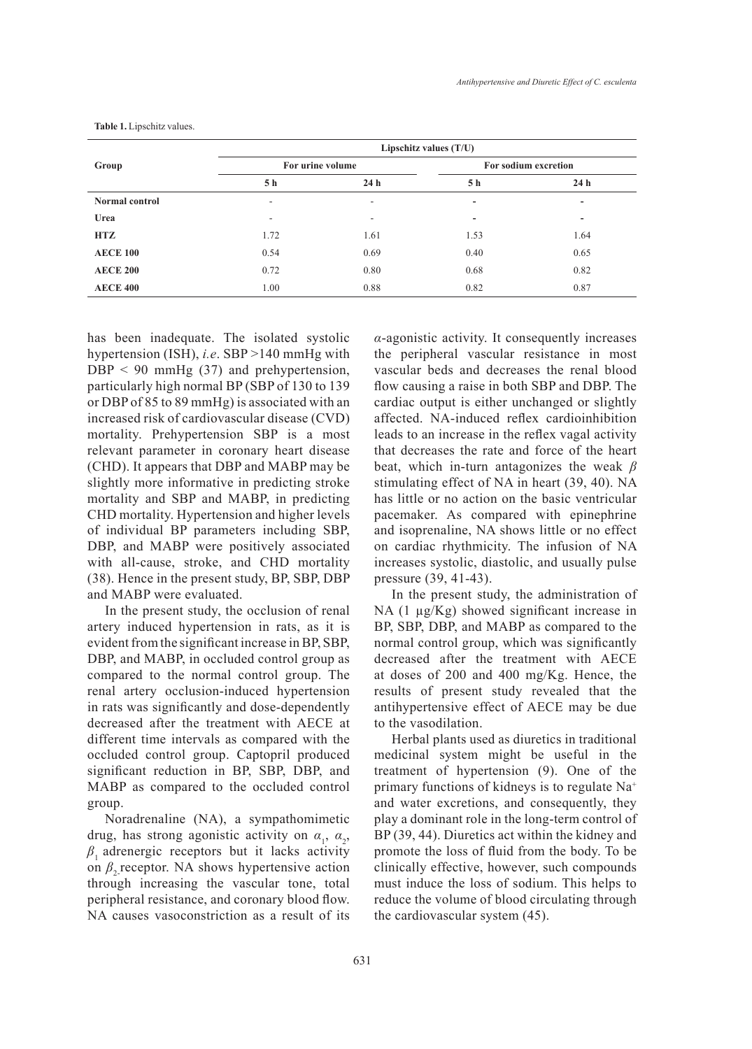**Table 1.** Lipschitz values.

| Group | Lipschitz values (T/U) | | | |
|---|---|---|---|---|
| | For urine volume | | For sodium excretion | |
| | 5 h | 24 h | 5 h | 24 h |
| **Normal control** | - | - | - | - |
| **Urea** | - | - | - | - |
| **HTZ** | 1.72 | 1.61 | 1.53 | 1.64 |
| **AECE 100** | 0.54 | 0.69 | 0.40 | 0.65 |
| **AECE 200** | 0.72 | 0.80 | 0.68 | 0.82 |
| **AECE 400** | 1.00 | 0.88 | 0.82 | 0.87 |

has been inadequate. The isolated systolic hypertension (ISH), *i.e*. SBP >140 mmHg with DBP < 90 mmHg (37) and prehypertension, particularly high normal BP (SBP of 130 to 139 or DBP of 85 to 89 mmHg) is associated with an increased risk of cardiovascular disease (CVD) mortality. Prehypertension SBP is a most relevant parameter in coronary heart disease (CHD). It appears that DBP and MABP may be slightly more informative in predicting stroke mortality and SBP and MABP, in predicting CHD mortality. Hypertension and higher levels of individual BP parameters including SBP, DBP, and MABP were positively associated with all-cause, stroke, and CHD mortality (38). Hence in the present study, BP, SBP, DBP and MABP were evaluated.

In the present study, the occlusion of renal artery induced hypertension in rats, as it is evident from the significant increase in BP, SBP, DBP, and MABP, in occluded control group as compared to the normal control group. The renal artery occlusion-induced hypertension in rats was significantly and dose-dependently decreased after the treatment with AECE at different time intervals as compared with the occluded control group. Captopril produced significant reduction in BP, SBP, DBP, and MABP as compared to the occluded control group.

Noradrenaline (NA), a sympathomimetic drug, has strong agonistic activity on $\alpha_1$, $\alpha_2$, $\beta_1$ adrenergic receptors but it lacks activity on $\beta_2$ receptor. NA shows hypertensive action through increasing the vascular tone, total peripheral resistance, and coronary blood flow. NA causes vasoconstriction as a result of its $\alpha$-agonistic activity. It consequently increases the peripheral vascular resistance in most vascular beds and decreases the renal blood flow causing a raise in both SBP and DBP. The cardiac output is either unchanged or slightly affected. NA-induced reflex cardioinhibition leads to an increase in the reflex vagal activity that decreases the rate and force of the heart beat, which in-turn antagonizes the weak $\beta$ stimulating effect of NA in heart (39, 40). NA has little or no action on the basic ventricular pacemaker. As compared with epinephrine and isoprenaline, NA shows little or no effect on cardiac rhythmicity. The infusion of NA increases systolic, diastolic, and usually pulse pressure (39, 41-43).

In the present study, the administration of NA (1 µg/Kg) showed significant increase in BP, SBP, DBP, and MABP as compared to the normal control group, which was significantly decreased after the treatment with AECE at doses of 200 and 400 mg/Kg. Hence, the results of present study revealed that the antihypertensive effect of AECE may be due to the vasodilation.

Herbal plants used as diuretics in traditional medicinal system might be useful in the treatment of hypertension (9). One of the primary functions of kidneys is to regulate $Na^+$ and water excretions, and consequently, they play a dominant role in the long-term control of BP (39, 44). Diuretics act within the kidney and promote the loss of fluid from the body. To be clinically effective, however, such compounds must induce the loss of sodium. This helps to reduce the volume of blood circulating through the cardiovascular system (45).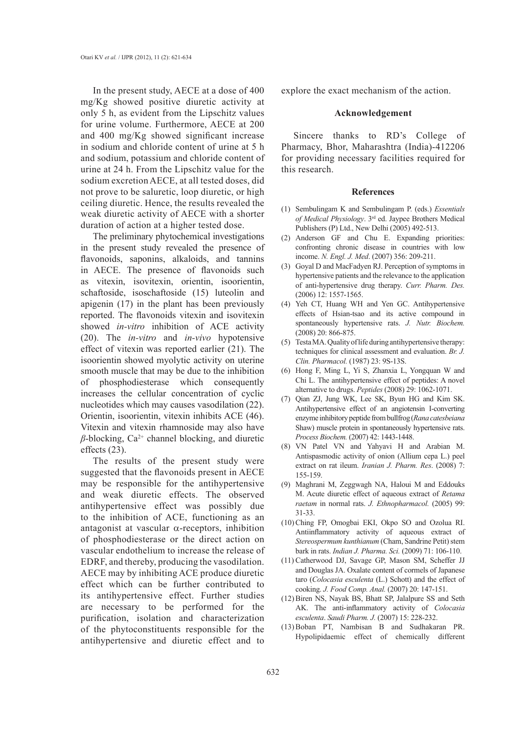In the present study, AECE at a dose of 400 mg/Kg showed positive diuretic activity at only 5 h, as evident from the Lipschitz values for urine volume. Furthermore, AECE at 200 and 400 mg/Kg showed significant increase in sodium and chloride content of urine at 5 h and sodium, potassium and chloride content of urine at 24 h. From the Lipschitz value for the sodium excretion AECE, at all tested doses, did not prove to be saluretic, loop diuretic, or high ceiling diuretic. Hence, the results revealed the weak diuretic activity of AECE with a shorter duration of action at a higher tested dose.

The preliminary phytochemical investigations in the present study revealed the presence of flavonoids, saponins, alkaloids, and tannins in AECE. The presence of flavonoids such as vitexin, isovitexin, orientin, isoorientin, schaftoside, isoschaftoside (15) luteolin and apigenin (17) in the plant has been previously reported. The flavonoids vitexin and isovitexin showed *in-vitro* inhibition of ACE activity (20). The *in-vitro* and *in-vivo* hypotensive effect of vitexin was reported earlier (21). The isoorientin showed myolytic activity on uterine smooth muscle that may be due to the inhibition of phosphodiesterase which consequently increases the cellular concentration of cyclic nucleotides which may causes vasodilation (22). Orientin, isoorientin, vitexin inhibits ACE (46). Vitexin and vitexin rhamnoside may also have $\beta$-blocking, $Ca^{2+}$ channel blocking, and diuretic effects (23).

The results of the present study were suggested that the flavonoids present in AECE may be responsible for the antihypertensive and weak diuretic effects. The observed antihypertensive effect was possibly due to the inhibition of ACE, functioning as an antagonist at vascular $\alpha$-receptors, inhibition of phosphodiesterase or the direct action on vascular endothelium to increase the release of EDRF, and thereby, producing the vasodilation. AECE may by inhibiting ACE produce diuretic effect which can be further contributed to its antihypertensive effect. Further studies are necessary to be performed for the purification, isolation and characterization of the phytoconstituents responsible for the antihypertensive and diuretic effect and to explore the exact mechanism of the action.

## Acknowledgement

Sincere thanks to RD's College of Pharmacy, Bhor, Maharashtra (India)-412206 for providing necessary facilities required for this research.

## References

(1) Sembulingam K and Sembulingam P. (eds.) *Essentials of Medical Physiology*. 3rd ed. Jaypee Brothers Medical Publishers (P) Ltd., New Delhi (2005) 492-513.

(2) Anderson GF and Chu E. Expanding priorities: confronting chronic disease in countries with low income. *N. Engl. J. Med*. (2007) 356: 209-211.

(3) Goyal D and MacFadyen RJ. Perception of symptoms in hypertensive patients and the relevance to the application of anti-hypertensive drug therapy. *Curr. Pharm. Des.* (2006) 12: 1557-1565.

(4) Yeh CT, Huang WH and Yen GC. Antihypertensive effects of Hsian-tsao and its active compound in spontaneously hypertensive rats. *J. Nutr. Biochem.* (2008) 20: 866-875.

(5) Testa MA. Quality of life during antihypertensive therapy: techniques for clinical assessment and evaluation. *Br. J. Clin. Pharmacol.* (1987) 23: 9S-13S.

(6) Hong F, Ming L, Yi S, Zhanxia L, Yongquan W and Chi L. The antihypertensive effect of peptides: A novel alternative to drugs. *Peptides* (2008) 29: 1062-1071.

(7) Qian ZJ, Jung WK, Lee SK, Byun HG and Kim SK. Antihypertensive effect of an angiotensin I-converting enzyme inhibitory peptide from bullfrog (*Rana catesbeiana* Shaw) muscle protein in spontaneously hypertensive rats. *Process Biochem.* (2007) 42: 1443-1448.

(8) VN Patel VN and Yahyavi H and Arabian M. Antispasmodic activity of onion (Allium cepa L.) peel extract on rat ileum. *Iranian J. Pharm. Res*. (2008) 7: 155-159.

(9) Maghrani M, Zeggwagh NA, Haloui M and Eddouks M. Acute diuretic effect of aqueous extract of *Retama raetam* in normal rats. *J. Ethnopharmacol.* (2005) 99: 31-33.

(10) Ching FP, Omogbai EKI, Okpo SO and Ozolua RI. Antiinflammatory activity of aqueous extract of *Stereospermum kunthianum* (Cham, Sandrine Petit) stem bark in rats. *Indian J. Pharma. Sci.* (2009) 71: 106-110.

(11) Catherwood DJ, Savage GP, Mason SM, Scheffer JJ and Douglas JA. Oxalate content of cormels of Japanese taro (*Colocasia esculenta* (L.) Schott) and the effect of cooking. *J. Food Comp. Anal.* (2007) 20: 147-151.

(12) Biren NS, Nayak BS, Bhatt SP, Jalalpure SS and Seth AK. The anti-inflammatory activity of *Colocasia esculenta*. *Saudi Pharm. J.* (2007) 15: 228-232.

(13) Boban PT, Nambisan B and Sudhakaran PR. Hypolipidaemic effect of chemically different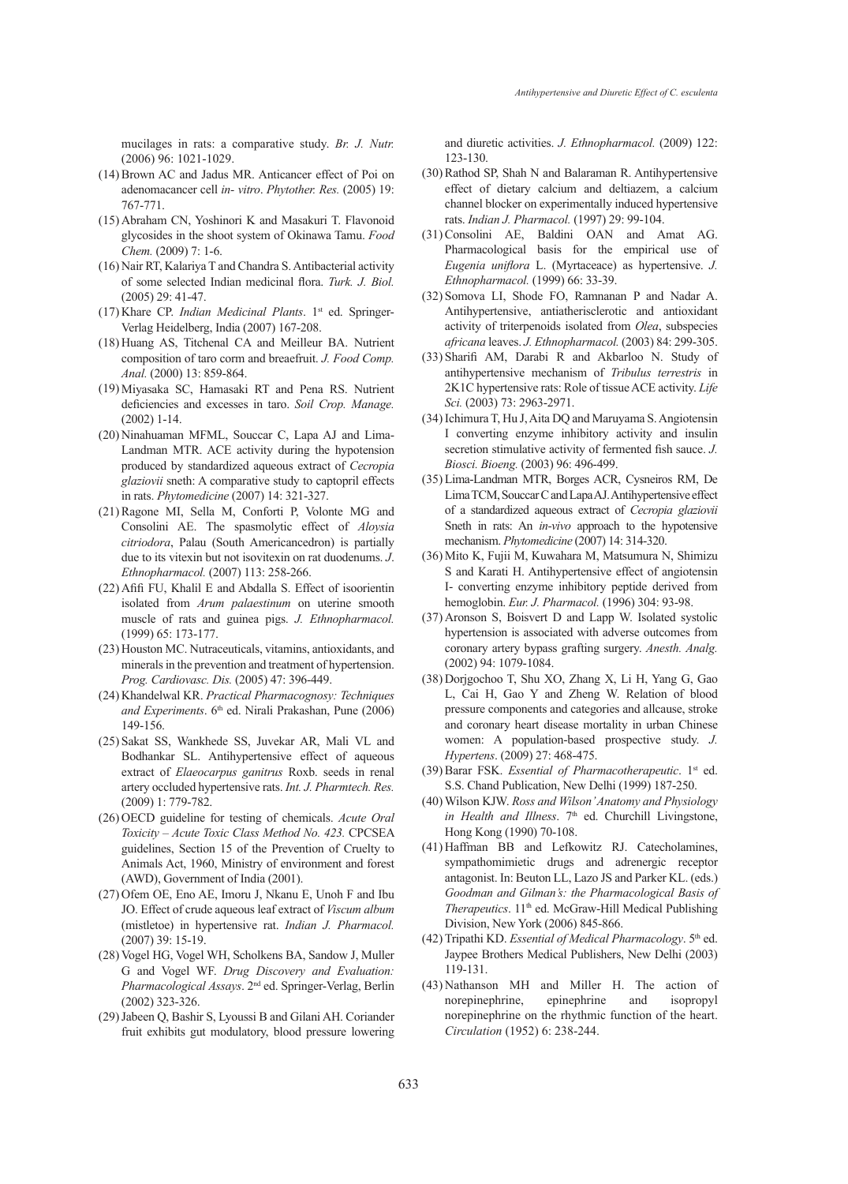mucilages in rats: a comparative study. *Br. J. Nutr.* (2006) 96: 1021-1029.

(14) Brown AC and Jadus MR. Anticancer effect of Poi on adenomacancer cell *in- vitro*. *Phytother. Res.* (2005) 19: 767-771.

(15) Abraham CN, Yoshinori K and Masakuri T. Flavonoid glycosides in the shoot system of Okinawa Tamu. *Food Chem.* (2009) 7: 1-6.

(16) Nair RT, Kalariya T and Chandra S. Antibacterial activity of some selected Indian medicinal flora. *Turk. J. Biol.* (2005) 29: 41-47.

(17) Khare CP. *Indian Medicinal Plants*. 1st ed. Springer-Verlag Heidelberg, India (2007) 167-208.

(18) Huang AS, Titchenal CA and Meilleur BA. Nutrient composition of taro corm and breaefruit. *J. Food Comp. Anal.* (2000) 13: 859-864.

(19) Miyasaka SC, Hamasaki RT and Pena RS. Nutrient deficiencies and excesses in taro. *Soil Crop. Manage.* (2002) 1-14.

(20) Ninahuaman MFML, Souccar C, Lapa AJ and Lima-Landman MTR. ACE activity during the hypotension produced by standardized aqueous extract of *Cecropia glaziovii* sneth: A comparative study to captopril effects in rats. *Phytomedicine* (2007) 14: 321-327.

(21) Ragone MI, Sella M, Conforti P, Volonte MG and Consolini AE. The spasmolytic effect of *Aloysia citriodora*, Palau (South Americancedron) is partially due to its vitexin but not isovitexin on rat duodenums. *J. Ethnopharmacol.* (2007) 113: 258-266.

(22) Afifi FU, Khalil E and Abdalla S. Effect of isoorientin isolated from *Arum palaestinum* on uterine smooth muscle of rats and guinea pigs. *J. Ethnopharmacol.* (1999) 65: 173-177.

(23) Houston MC. Nutraceuticals, vitamins, antioxidants, and minerals in the prevention and treatment of hypertension. *Prog. Cardiovasc. Dis.* (2005) 47: 396-449.

(24) Khandelwal KR. *Practical Pharmacognosy: Techniques and Experiments*. 6th ed. Nirali Prakashan, Pune (2006) 149-156.

(25) Sakat SS, Wankhede SS, Juvekar AR, Mali VL and Bodhankar SL. Antihypertensive effect of aqueous extract of *Elaeocarpus ganitrus* Roxb. seeds in renal artery occluded hypertensive rats. *Int. J. Pharmtech. Res.* (2009) 1: 779-782.

(26) OECD guideline for testing of chemicals. *Acute Oral Toxicity – Acute Toxic Class Method No. 423.* CPCSEA guidelines, Section 15 of the Prevention of Cruelty to Animals Act, 1960, Ministry of environment and forest (AWD), Government of India (2001).

(27) Ofem OE, Eno AE, Imoru J, Nkanu E, Unoh F and Ibu JO. Effect of crude aqueous leaf extract of *Viscum album* (mistletoe) in hypertensive rat. *Indian J. Pharmacol.* (2007) 39: 15-19.

(28) Vogel HG, Vogel WH, Scholkens BA, Sandow J, Muller G and Vogel WF. *Drug Discovery and Evaluation: Pharmacological Assays*. 2nd ed. Springer-Verlag, Berlin (2002) 323-326.

(29) Jabeen Q, Bashir S, Lyoussi B and Gilani AH. Coriander fruit exhibits gut modulatory, blood pressure lowering and diuretic activities. *J. Ethnopharmacol.* (2009) 122: 123-130.

(30) Rathod SP, Shah N and Balaraman R. Antihypertensive effect of dietary calcium and deltiazem, a calcium channel blocker on experimentally induced hypertensive rats. *Indian J. Pharmacol.* (1997) 29: 99-104.

(31) Consolini AE, Baldini OAN and Amat AG. Pharmacological basis for the empirical use of *Eugenia uniflora* L. (Myrtaceace) as hypertensive. *J. Ethnopharmacol.* (1999) 66: 33-39.

(32) Somova LI, Shode FO, Ramnanan P and Nadar A. Antihypertensive, antiatherisclerotic and antioxidant activity of triterpenoids isolated from *Olea*, subspecies *africana* leaves. *J. Ethnopharmacol.* (2003) 84: 299-305.

(33) Sharifi AM, Darabi R and Akbarloo N. Study of antihypertensive mechanism of *Tribulus terrestris* in 2K1C hypertensive rats: Role of tissue ACE activity. *Life Sci.* (2003) 73: 2963-2971.

(34) Ichimura T, Hu J, Aita DQ and Maruyama S. Angiotensin I converting enzyme inhibitory activity and insulin secretion stimulative activity of fermented fish sauce. *J. Biosci. Bioeng.* (2003) 96: 496-499.

(35) Lima-Landman MTR, Borges ACR, Cysneiros RM, De Lima TCM, Souccar C and Lapa AJ. Antihypertensive effect of a standardized aqueous extract of *Cecropia glaziovii* Sneth in rats: An *in-vivo* approach to the hypotensive mechanism. *Phytomedicine* (2007) 14: 314-320.

(36) Mito K, Fujii M, Kuwahara M, Matsumura N, Shimizu S and Karati H. Antihypertensive effect of angiotensin I- converting enzyme inhibitory peptide derived from hemoglobin. *Eur. J. Pharmacol.* (1996) 304: 93-98.

(37) Aronson S, Boisvert D and Lapp W. Isolated systolic hypertension is associated with adverse outcomes from coronary artery bypass grafting surgery. *Anesth. Analg.* (2002) 94: 1079-1084.

(38) Dorjgochoo T, Shu XO, Zhang X, Li H, Yang G, Gao L, Cai H, Gao Y and Zheng W. Relation of blood pressure components and categories and allcause, stroke and coronary heart disease mortality in urban Chinese women: A population-based prospective study. *J. Hypertens*. (2009) 27: 468-475.

(39) Barar FSK. *Essential of Pharmacotherapeutic*. 1st ed. S.S. Chand Publication, New Delhi (1999) 187-250.

(40) Wilson KJW. *Ross and Wilson' Anatomy and Physiology in Health and Illness*. 7th ed. Churchill Livingstone, Hong Kong (1990) 70-108.

(41) Haffman BB and Lefkowitz RJ. Catecholamines, sympathomimietic drugs and adrenergic receptor antagonist. In: Beuton LL, Lazo JS and Parker KL. (eds.) *Goodman and Gilman's: the Pharmacological Basis of Therapeutics*. 11th ed. McGraw-Hill Medical Publishing Division, New York (2006) 845-866.

(42) Tripathi KD. *Essential of Medical Pharmacology*. 5th ed. Jaypee Brothers Medical Publishers, New Delhi (2003) 119-131.

(43) Nathanson MH and Miller H. The action of norepinephrine, epinephrine and isopropyl norepinephrine on the rhythmic function of the heart. *Circulation* (1952) 6: 238-244.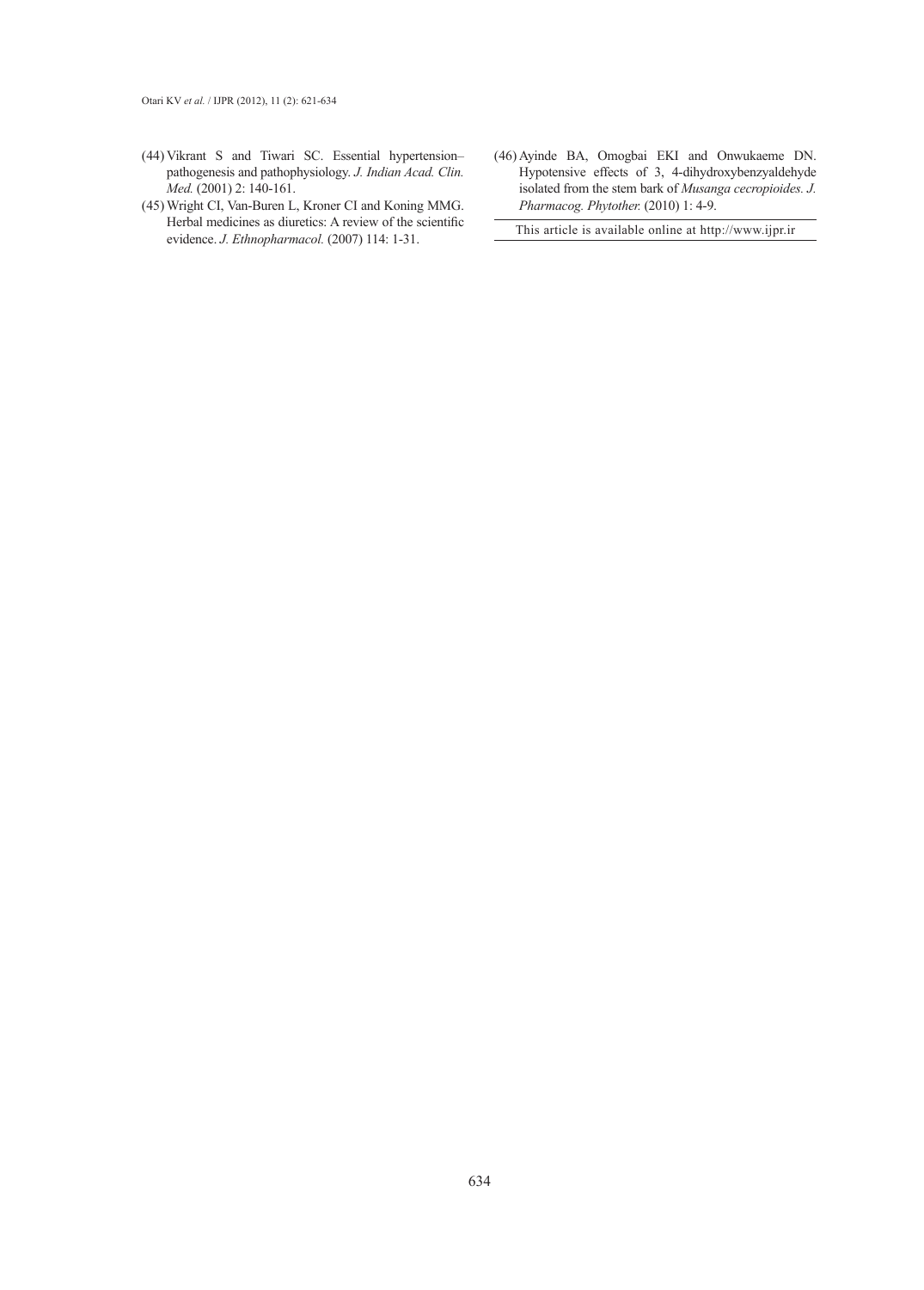(44) Vikrant S and Tiwari SC. Essential hypertension–pathogenesis and pathophysiology. *J. Indian Acad. Clin. Med.* (2001) 2: 140-161.

(45) Wright CI, Van-Buren L, Kroner CI and Koning MMG. Herbal medicines as diuretics: A review of the scientific evidence. *J. Ethnopharmacol.* (2007) 114: 1-31.

(46) Ayinde BA, Omogbai EKI and Onwukaeme DN. Hypotensive effects of 3, 4-dihydroxybenzyaldehyde isolated from the stem bark of *Musanga cecropioides. J. Pharmacog. Phytother.* (2010) 1: 4-9.

This article is available online at http://www.ijpr.ir